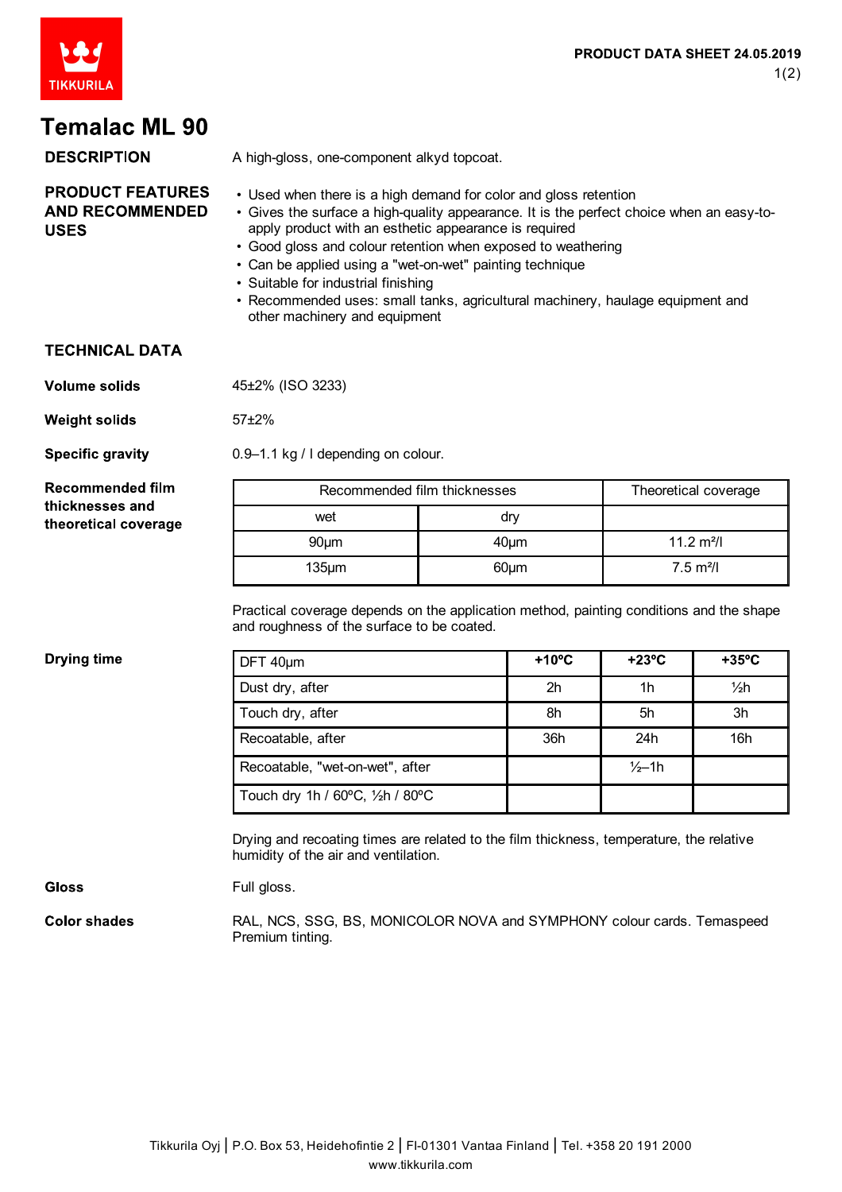PRODUCT DATA SHEET 24.05.2019

# Temalac ML 90

## DESCRIPTION

A high-gloss, one-component alkyd topcoat.

## PRODUCT FEATURES AND RECOMMENDED USES

- Used when there is a high demand for color and gloss retention
- Gives the surface a high-quality appearance. It is the perfect choice when an easy-to-apply product with an esthetic appearance is required
- Good gloss and colour retention when exposed to weathering
- Can be applied using a "wet-on-wet" painting technique
- Suitable for industrial finishing
- Recommended uses: small tanks, agricultural machinery, haulage equipment and other machinery and equipment

## TECHNICAL DATA

**Volume solids**

45±2% (ISO 3233)

**Weight solids**

57±2%

**Specific gravity**

0.9–1.1 kg / l depending on colour.

**Recommended film thicknesses and theoretical coverage**

| Recommended film thicknesses | | Theoretical coverage |
|---|---|---|
| wet | dry | |
| 90µm | 40µm | 11.2 m²/l |
| 135µm | 60µm | 7.5 m²/l |

Practical coverage depends on the application method, painting conditions and the shape and roughness of the surface to be coated.

**Drying time**

| DFT 40µm | +10ºC | +23ºC | +35ºC |
|---|---|---|---|
| Dust dry, after | 2h | 1h | ½h |
| Touch dry, after | 8h | 5h | 3h |
| Recoatable, after | 36h | 24h | 16h |
| Recoatable, "wet-on-wet", after | | ½–1h | |
| Touch dry 1h / 60ºC, ½h / 80ºC | | | |

Drying and recoating times are related to the film thickness, temperature, the relative humidity of the air and ventilation.

**Gloss**

Full gloss.

**Color shades**

RAL, NCS, SSG, BS, MONICOLOR NOVA and SYMPHONY colour cards. Temaspeed Premium tinting.

Tikkurila Oyj | P.O. Box 53, Heidehofintie 2 | FI-01301 Vantaa Finland | Tel. +358 20 191 2000
www.tikkurila.com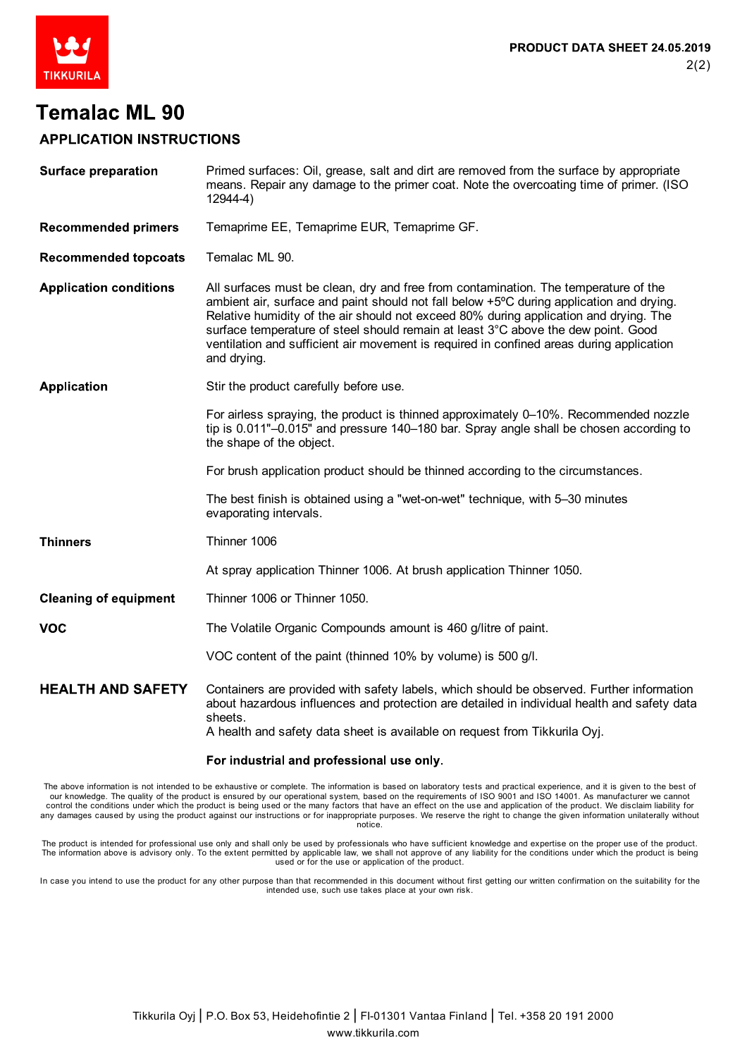# Temalac ML 90

## APPLICATION INSTRUCTIONS

| | |
|---|---|
| **Surface preparation** | Primed surfaces: Oil, grease, salt and dirt are removed from the surface by appropriate means. Repair any damage to the primer coat. Note the overcoating time of primer. (ISO 12944-4) |
| **Recommended primers** | Temaprime EE, Temaprime EUR, Temaprime GF. |
| **Recommended topcoats** | Temalac ML 90. |
| **Application conditions** | All surfaces must be clean, dry and free from contamination. The temperature of the ambient air, surface and paint should not fall below +5ºC during application and drying. Relative humidity of the air should not exceed 80% during application and drying. The surface temperature of steel should remain at least 3°C above the dew point. Good ventilation and sufficient air movement is required in confined areas during application and drying. |
| **Application** | Stir the product carefully before use.<br><br>For airless spraying, the product is thinned approximately 0–10%. Recommended nozzle tip is 0.011"–0.015" and pressure 140–180 bar. Spray angle shall be chosen according to the shape of the object.<br><br>For brush application product should be thinned according to the circumstances.<br><br>The best finish is obtained using a "wet-on-wet" technique, with 5–30 minutes evaporating intervals. |
| **Thinners** | Thinner 1006<br><br>At spray application Thinner 1006. At brush application Thinner 1050. |
| **Cleaning of equipment** | Thinner 1006 or Thinner 1050. |
| **VOC** | The Volatile Organic Compounds amount is 460 g/litre of paint.<br><br>VOC content of the paint (thinned 10% by volume) is 500 g/l. |

## HEALTH AND SAFETY

Containers are provided with safety labels, which should be observed. Further information about hazardous influences and protection are detailed in individual health and safety data sheets.
A health and safety data sheet is available on request from Tikkurila Oyj.

**For industrial and professional use only.**

The above information is not intended to be exhaustive or complete. The information is based on laboratory tests and practical experience, and it is given to the best of our knowledge. The quality of the product is ensured by our operational system, based on the requirements of ISO 9001 and ISO 14001. As manufacturer we cannot control the conditions under which the product is being used or the many factors that have an effect on the use and application of the product. We disclaim liability for any damages caused by using the product against our instructions or for inappropriate purposes. We reserve the right to change the given information unilaterally without notice.

The product is intended for professional use only and shall only be used by professionals who have sufficient knowledge and expertise on the proper use of the product. The information above is advisory only. To the extent permitted by applicable law, we shall not approve of any liability for the conditions under which the product is being used or for the use or application of the product.

In case you intend to use the product for any other purpose than that recommended in this document without first getting our written confirmation on the suitability for the intended use, such use takes place at your own risk.

Tikkurila Oyj | P.O. Box 53, Heidehofintie 2 | FI-01301 Vantaa Finland | Tel. +358 20 191 2000
www.tikkurila.com